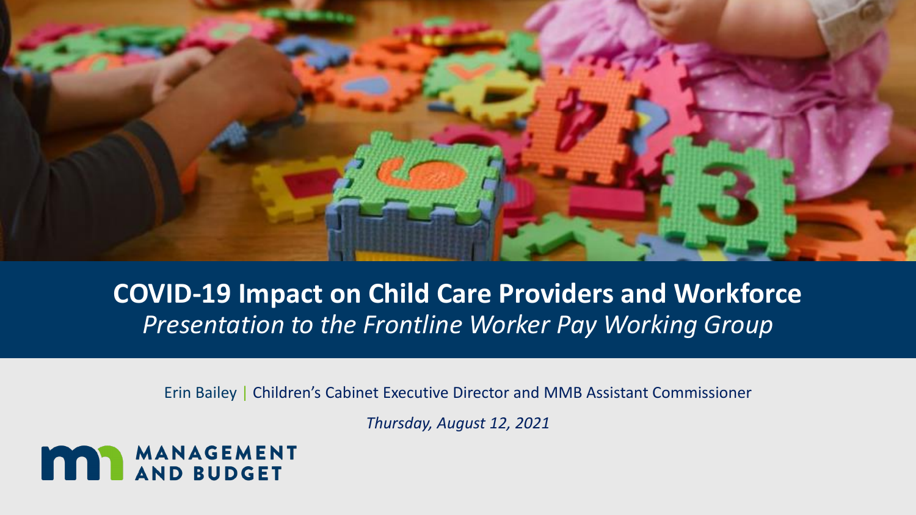# COVID-19 Impact on Child Care Providers and Workforce

*Presentation to the Frontline Worker Pay Working Group*

Erin Bailey | Children's Cabinet Executive Director and MMB Assistant Commissioner

*Thursday, August 12, 2021*

MANAGEMENT AND BUDGET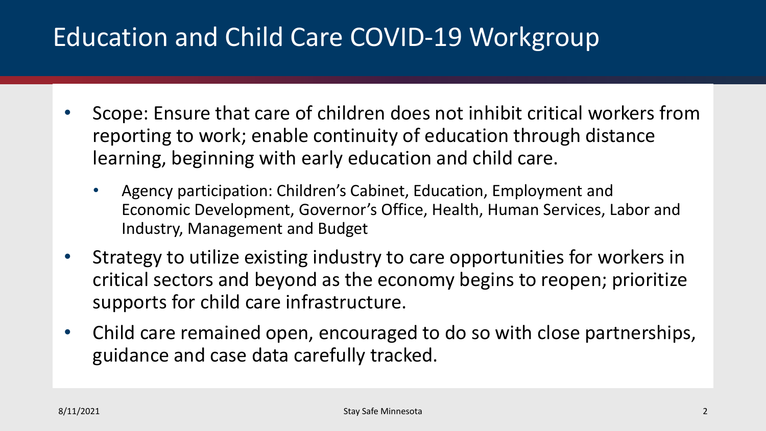# Education and Child Care COVID-19 Workgroup

- Scope: Ensure that care of children does not inhibit critical workers from reporting to work; enable continuity of education through distance learning, beginning with early education and child care.
  - Agency participation: Children's Cabinet, Education, Employment and Economic Development, Governor's Office, Health, Human Services, Labor and Industry, Management and Budget
- Strategy to utilize existing industry to care opportunities for workers in critical sectors and beyond as the economy begins to reopen; prioritize supports for child care infrastructure.
- Child care remained open, encouraged to do so with close partnerships, guidance and case data carefully tracked.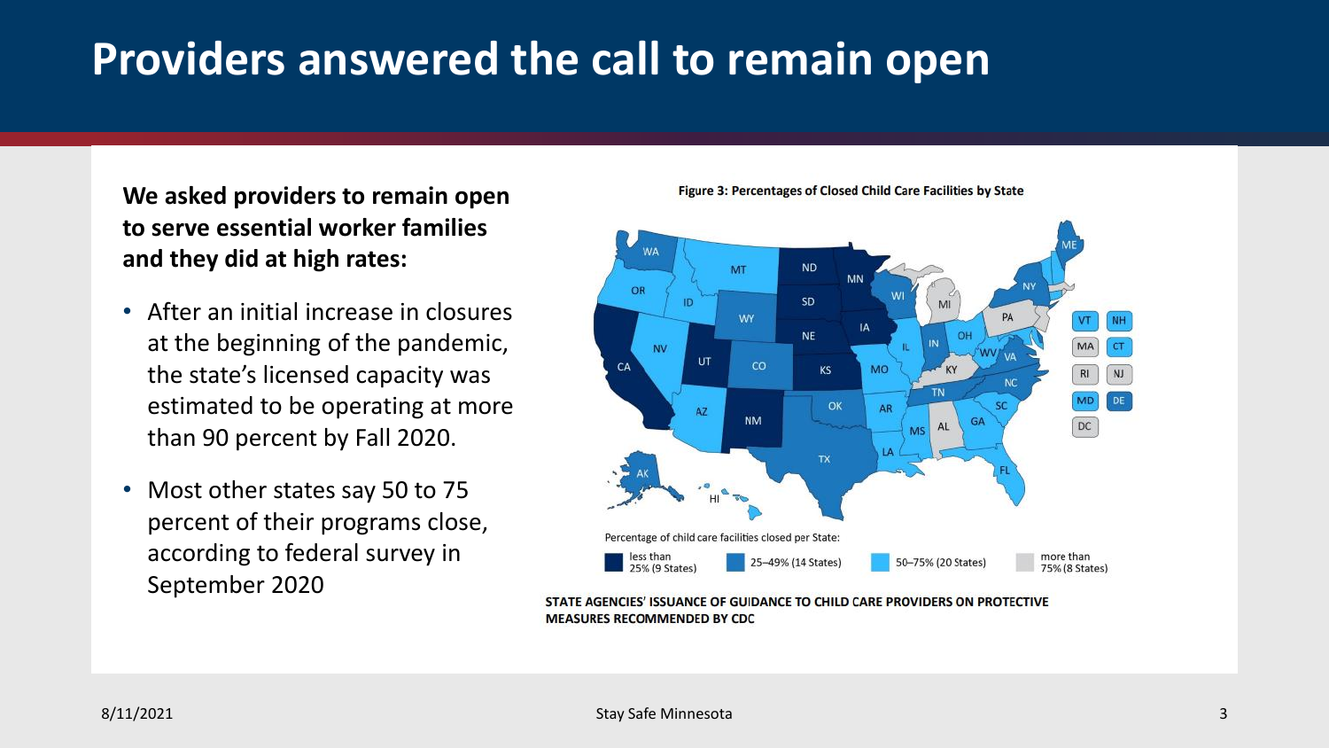# Providers answered the call to remain open

**We asked providers to remain open to serve essential worker families and they did at high rates:**

- After an initial increase in closures at the beginning of the pandemic, the state's licensed capacity was estimated to be operating at more than 90 percent by Fall 2020.
- Most other states say 50 to 75 percent of their programs close, according to federal survey in September 2020

**Figure 3: Percentages of Closed Child Care Facilities by State**

Percentage of child care facilities closed per State:

- less than 25% (9 States)
- 25–49% (14 States)
- 50–75% (20 States)
- more than 75% (8 States)

**STATE AGENCIES' ISSUANCE OF GUIDANCE TO CHILD CARE PROVIDERS ON PROTECTIVE MEASURES RECOMMENDED BY CDC**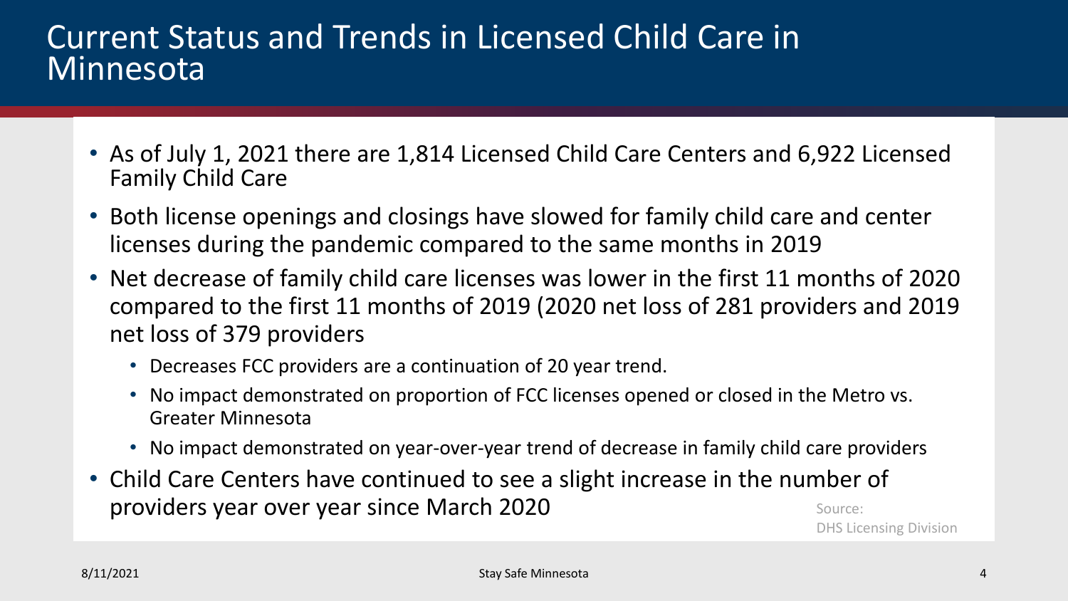# Current Status and Trends in Licensed Child Care in Minnesota

- As of July 1, 2021 there are 1,814 Licensed Child Care Centers and 6,922 Licensed Family Child Care
- Both license openings and closings have slowed for family child care and center licenses during the pandemic compared to the same months in 2019
- Net decrease of family child care licenses was lower in the first 11 months of 2020 compared to the first 11 months of 2019 (2020 net loss of 281 providers and 2019 net loss of 379 providers
  - Decreases FCC providers are a continuation of 20 year trend.
  - No impact demonstrated on proportion of FCC licenses opened or closed in the Metro vs. Greater Minnesota
  - No impact demonstrated on year-over-year trend of decrease in family child care providers
- Child Care Centers have continued to see a slight increase in the number of providers year over year since March 2020

Source: DHS Licensing Division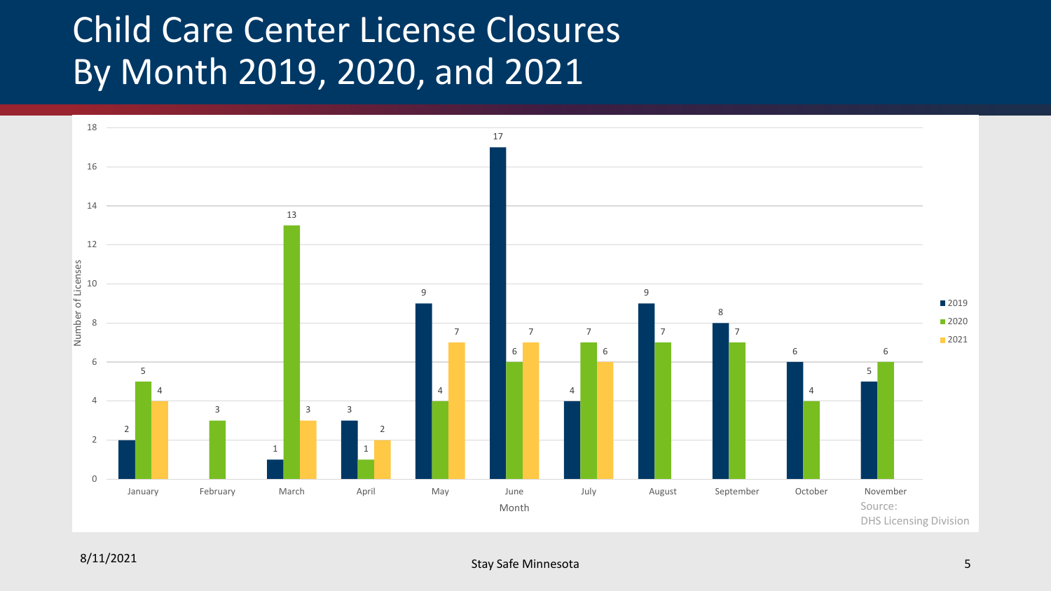# Child Care Center License Closures By Month 2019, 2020, and 2021

Number of Licenses

| Month | 2019 | 2020 | 2021 |
|---|---|---|---|
| January | 2 | 5 | 4 |
| February | | 3 | |
| March | 1 | 13 | 3 |
| April | 3 | 1 | 2 |
| May | 9 | 4 | 7 |
| June | 17 | 6 | 7 |
| July | 4 | 7 | 6 |
| August | 9 | 7 | |
| September | 8 | 7 | |
| October | 6 | 4 | |
| November | 5 | 6 | |

Source: DHS Licensing Division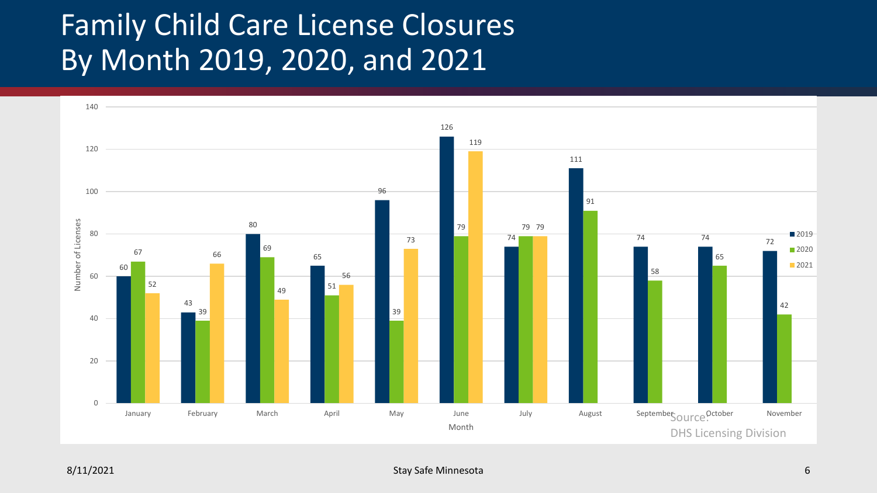# Family Child Care License Closures By Month 2019, 2020, and 2021

| Month | 2019 | 2020 | 2021 |
|---|---|---|---|
| January | 60 | 67 | 52 |
| February | 43 | 39 | 66 |
| March | 80 | 69 | 49 |
| April | 65 | 51 | 56 |
| May | 96 | 39 | 73 |
| June | 126 | 79 | 119 |
| July | 74 | 79 | 79 |
| August | 111 | 91 | |
| September | 74 | 58 | |
| October | 74 | 65 | |
| November | 72 | 42 | |

Source: DHS Licensing Division

8/11/2021

Stay Safe Minnesota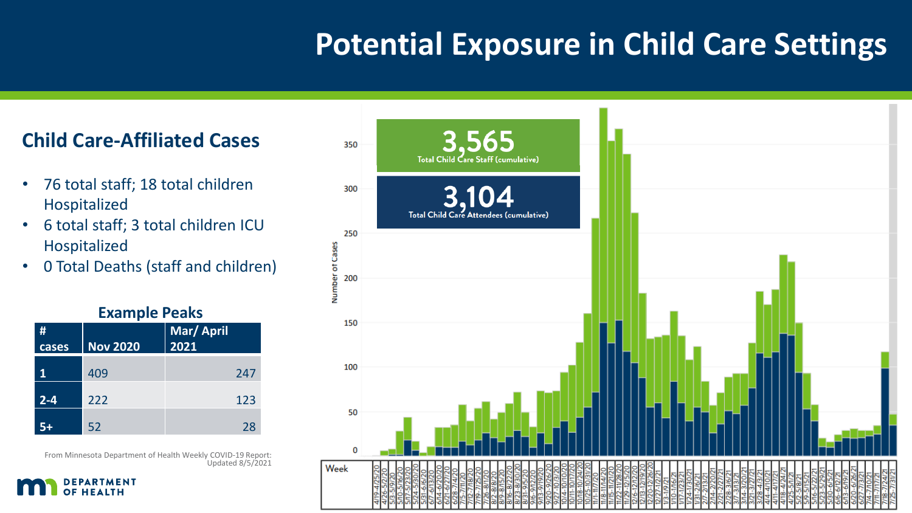# Potential Exposure in Child Care Settings

## Child Care-Affiliated Cases

- 76 total staff; 18 total children Hospitalized
- 6 total staff; 3 total children ICU Hospitalized
- 0 Total Deaths (staff and children)

**Example Peaks**

| # cases | Nov 2020 | Mar/ April 2021 |
|---|---|---|
| 1 | 409 | 247 |
| 2-4 | 222 | 123 |
| 5+ | 52 | 28 |

From Minnesota Department of Health Weekly COVID-19 Report: Updated 8/5/2021

**3,565** Total Child Care Staff (cumulative)

**3,104** Total Child Care Attendees (cumulative)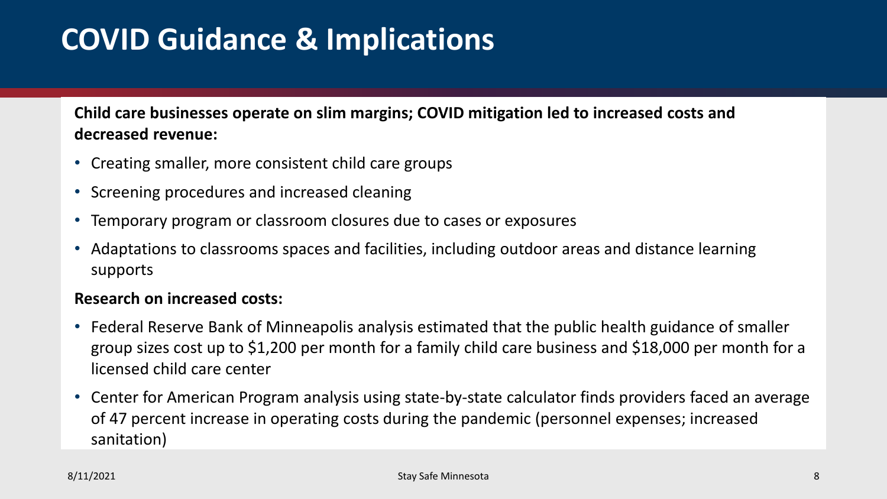# COVID Guidance & Implications

**Child care businesses operate on slim margins; COVID mitigation led to increased costs and decreased revenue:**

- Creating smaller, more consistent child care groups
- Screening procedures and increased cleaning
- Temporary program or classroom closures due to cases or exposures
- Adaptations to classrooms spaces and facilities, including outdoor areas and distance learning supports

**Research on increased costs:**

- Federal Reserve Bank of Minneapolis analysis estimated that the public health guidance of smaller group sizes cost up to $1,200 per month for a family child care business and $18,000 per month for a licensed child care center
- Center for American Program analysis using state-by-state calculator finds providers faced an average of 47 percent increase in operating costs during the pandemic (personnel expenses; increased sanitation)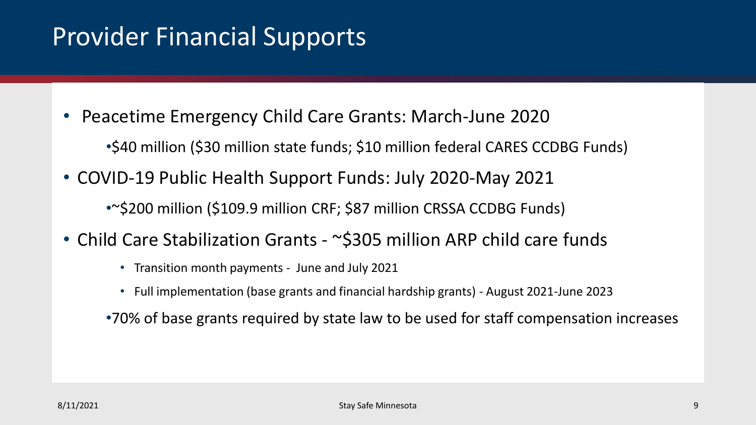# Provider Financial Supports

- Peacetime Emergency Child Care Grants: March-June 2020
  - $40 million ($30 million state funds; $10 million federal CARES CCDBG Funds)
- COVID-19 Public Health Support Funds: July 2020-May 2021
  - ~$200 million ($109.9 million CRF; $87 million CRSSA CCDBG Funds)
- Child Care Stabilization Grants - ~$305 million ARP child care funds
  - Transition month payments - June and July 2021
  - Full implementation (base grants and financial hardship grants) - August 2021-June 2023
  - 70% of base grants required by state law to be used for staff compensation increases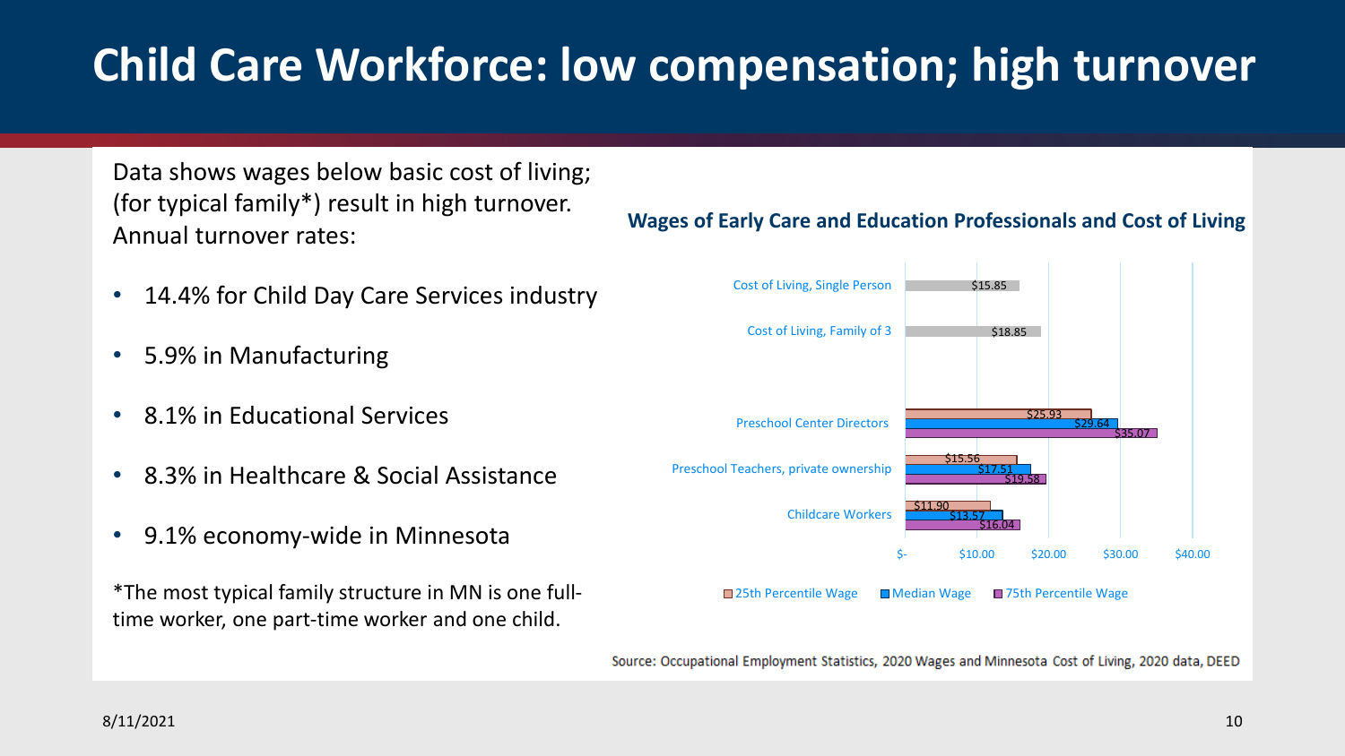# Child Care Workforce: low compensation; high turnover

Data shows wages below basic cost of living; (for typical family*) result in high turnover. Annual turnover rates:

- 14.4% for Child Day Care Services industry
- 5.9% in Manufacturing
- 8.1% in Educational Services
- 8.3% in Healthcare & Social Assistance
- 9.1% economy-wide in Minnesota

*The most typical family structure in MN is one full-time worker, one part-time worker and one child.

**Wages of Early Care and Education Professionals and Cost of Living**

| | 25th Percentile Wage | Median Wage | 75th Percentile Wage |
|---|---|---|---|
| Cost of Living, Single Person | $15.85 | | |
| Cost of Living, Family of 3 | $18.85 | | |
| Preschool Center Directors | $25.93 | $29.64 | $35.07 |
| Preschool Teachers, private ownership | $15.56 | $17.51 | $19.58 |
| Childcare Workers | $11.90 | $13.57 | $16.04 |

Source: Occupational Employment Statistics, 2020 Wages and Minnesota Cost of Living, 2020 data, DEED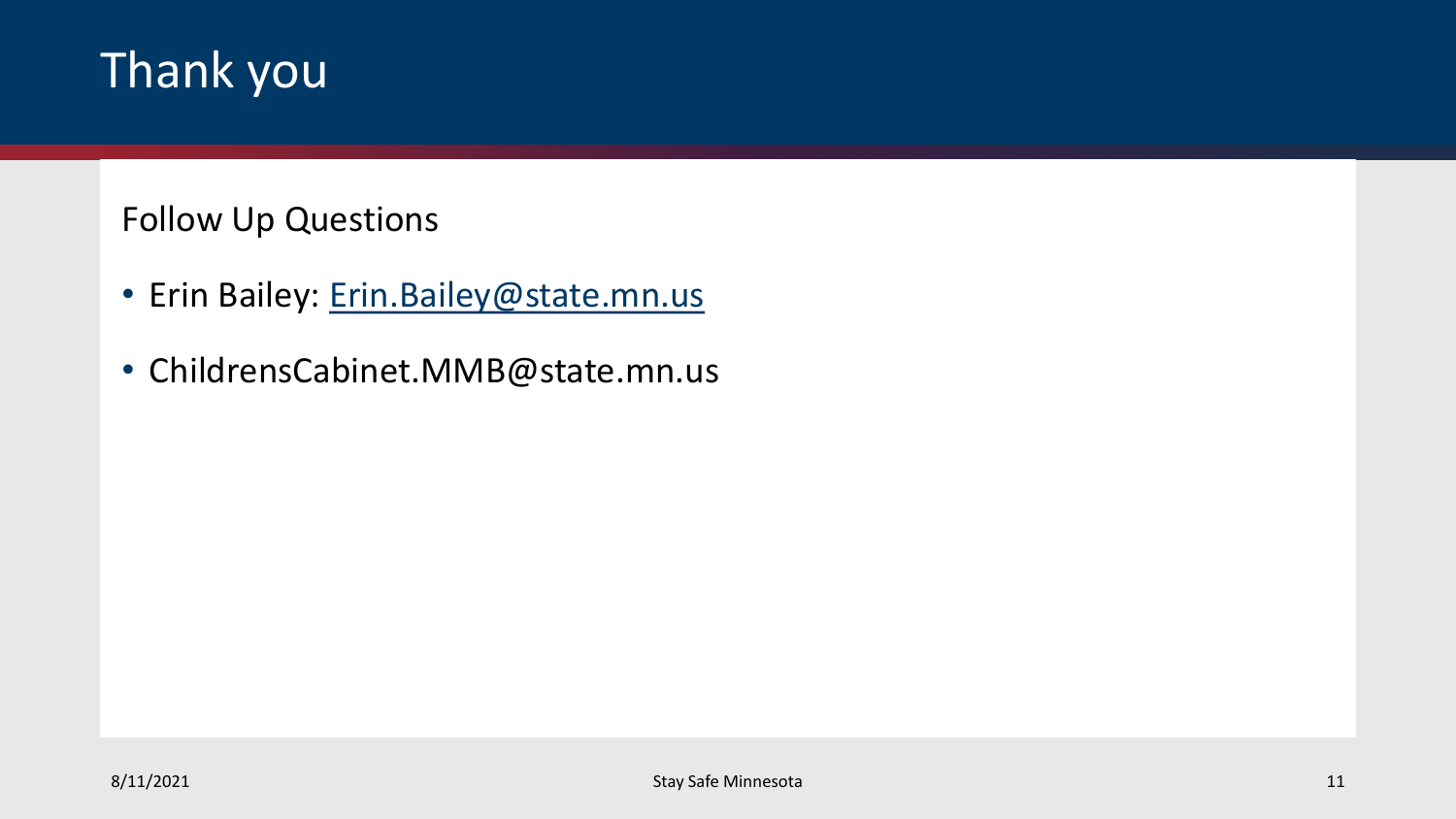# Thank you

Follow Up Questions

- Erin Bailey: [Erin.Bailey@state.mn.us](mailto:Erin.Bailey@state.mn.us)
- ChildrensCabinet.MMB@state.mn.us